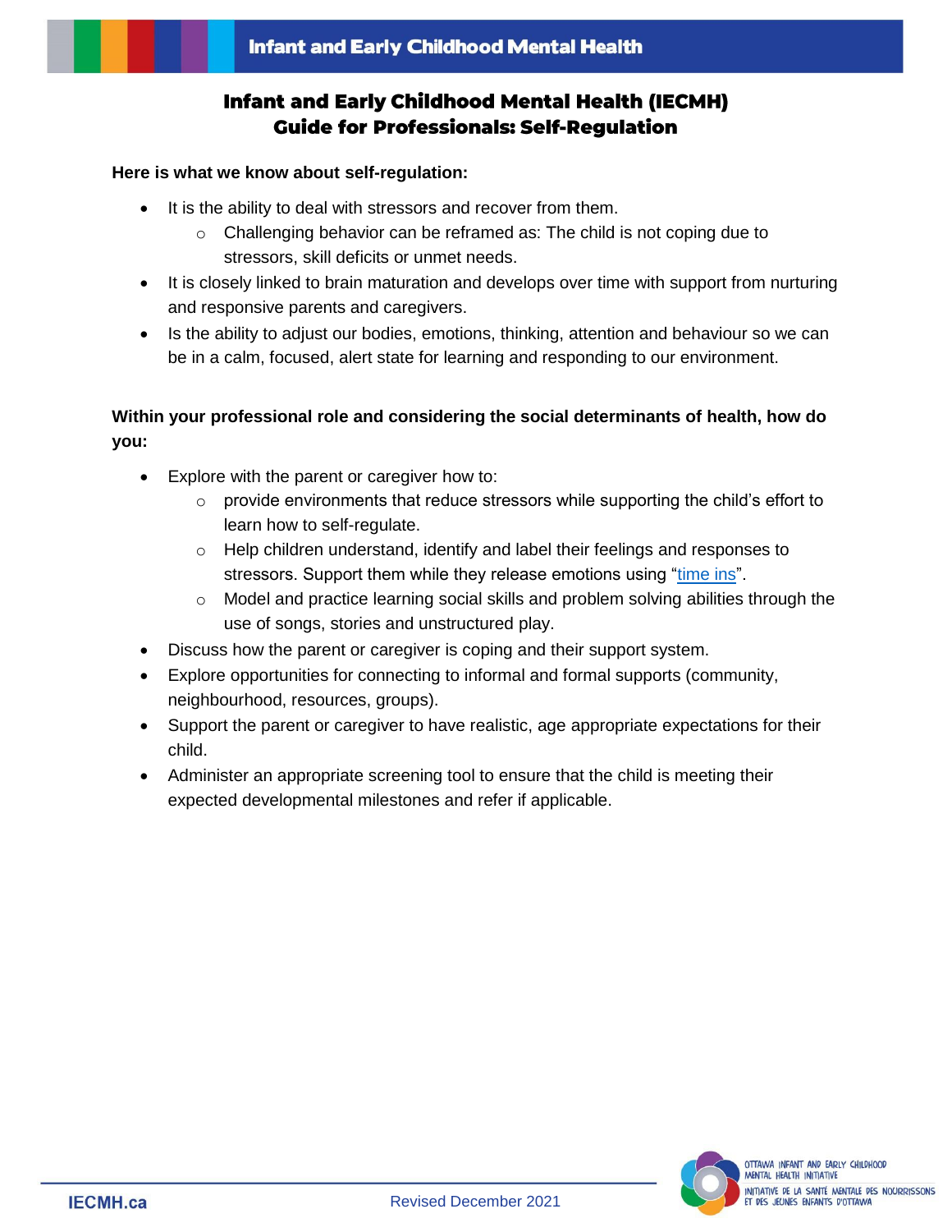# Infant and Early Childhood Mental Health (IECMH) Guide for Professionals: Self-Regulation

**Here is what we know about self-regulation:**

- It is the ability to deal with stressors and recover from them.
  - Challenging behavior can be reframed as: The child is not coping due to stressors, skill deficits or unmet needs.
- It is closely linked to brain maturation and develops over time with support from nurturing and responsive parents and caregivers.
- Is the ability to adjust our bodies, emotions, thinking, attention and behaviour so we can be in a calm, focused, alert state for learning and responding to our environment.

**Within your professional role and considering the social determinants of health, how do you:**

- Explore with the parent or caregiver how to:
  - provide environments that reduce stressors while supporting the child's effort to learn how to self-regulate.
  - Help children understand, identify and label their feelings and responses to stressors. Support them while they release emotions using "time ins".
  - Model and practice learning social skills and problem solving abilities through the use of songs, stories and unstructured play.
- Discuss how the parent or caregiver is coping and their support system.
- Explore opportunities for connecting to informal and formal supports (community, neighbourhood, resources, groups).
- Support the parent or caregiver to have realistic, age appropriate expectations for their child.
- Administer an appropriate screening tool to ensure that the child is meeting their expected developmental milestones and refer if applicable.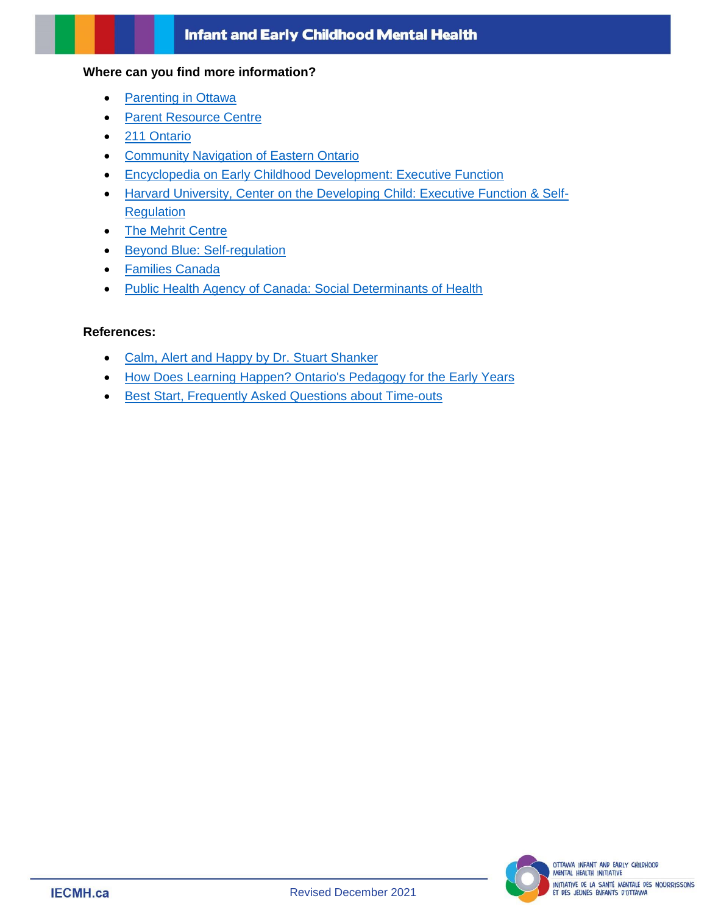**Where can you find more information?**

- Parenting in Ottawa
- Parent Resource Centre
- 211 Ontario
- Community Navigation of Eastern Ontario
- Encyclopedia on Early Childhood Development: Executive Function
- Harvard University, Center on the Developing Child: Executive Function & Self-Regulation
- The Mehrit Centre
- Beyond Blue: Self-regulation
- Families Canada
- Public Health Agency of Canada: Social Determinants of Health

**References:**

- Calm, Alert and Happy by Dr. Stuart Shanker
- How Does Learning Happen? Ontario's Pedagogy for the Early Years
- Best Start, Frequently Asked Questions about Time-outs